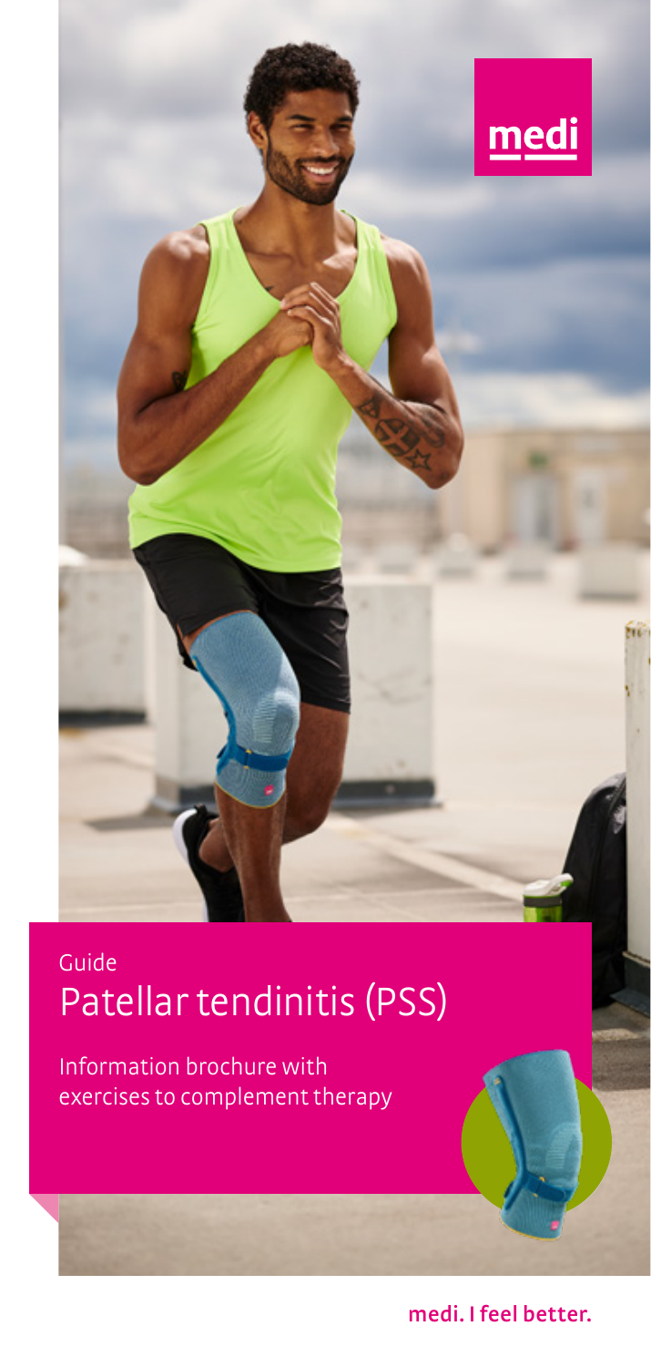medi

Guide

# Patellar tendinitis (PSS)

Information brochure with exercises to complement therapy

medi. I feel better.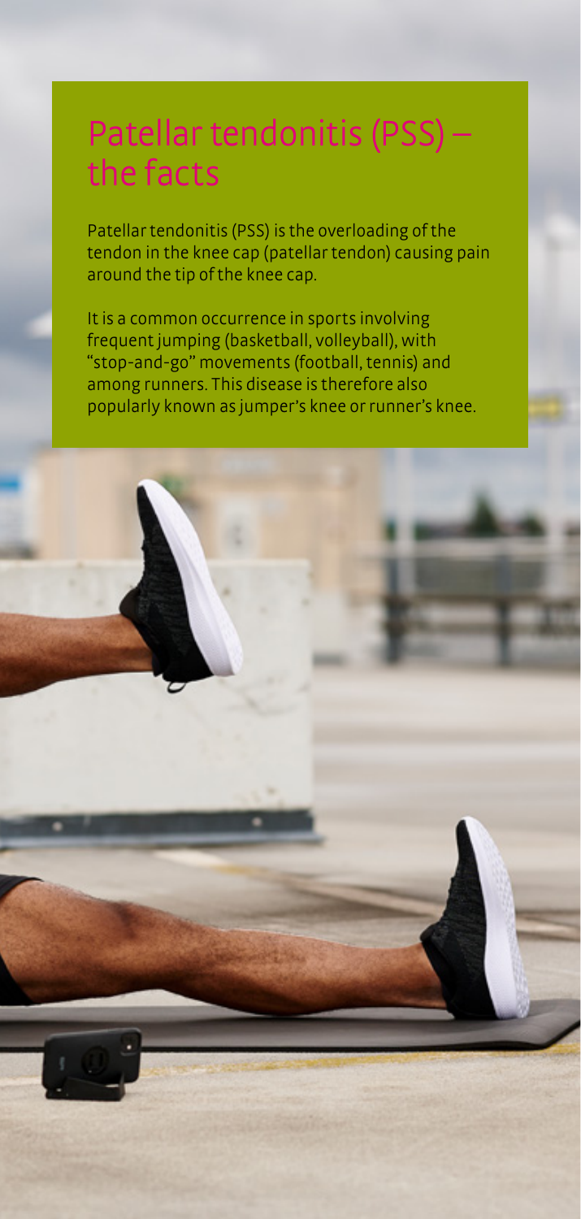# Patellar tendonitis (PSS) – the facts

Patellar tendonitis (PSS) is the overloading of the tendon in the knee cap (patellar tendon) causing pain around the tip of the knee cap.

It is a common occurrence in sports involving frequent jumping (basketball, volleyball), with "stop-and-go" movements (football, tennis) and among runners. This disease is therefore also popularly known as jumper's knee or runner's knee.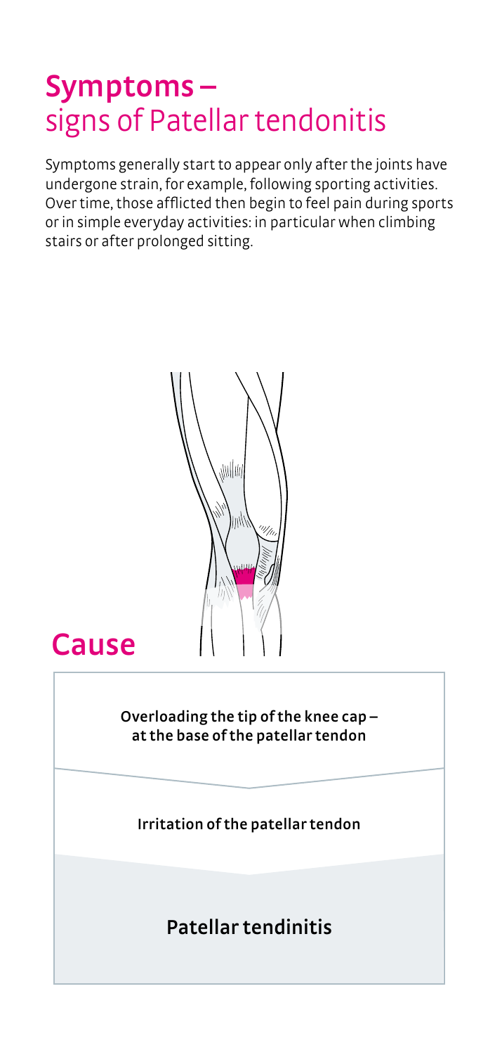# Symptoms – signs of Patellar tendonitis

Symptoms generally start to appear only after the joints have undergone strain, for example, following sporting activities. Over time, those afflicted then begin to feel pain during sports or in simple everyday activities: in particular when climbing stairs or after prolonged sitting.

## Cause

**Overloading the tip of the knee cap – at the base of the patellar tendon**

**Irritation of the patellar tendon**

**Patellar tendinitis**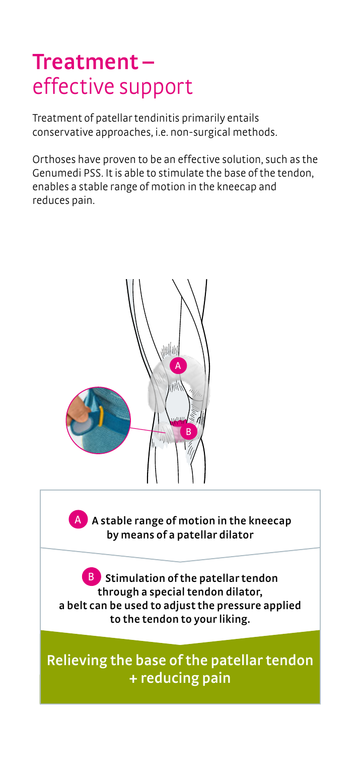# Treatment – effective support

Treatment of patellar tendinitis primarily entails conservative approaches, i.e. non-surgical methods.

Orthoses have proven to be an effective solution, such as the Genumedi PSS. It is able to stimulate the base of the tendon, enables a stable range of motion in the kneecap and reduces pain.

**A** **A stable range of motion in the kneecap by means of a patellar dilator**

**B** **Stimulation of the patellar tendon through a special tendon dilator, a belt can be used to adjust the pressure applied to the tendon to your liking.**

**Relieving the base of the patellar tendon + reducing pain**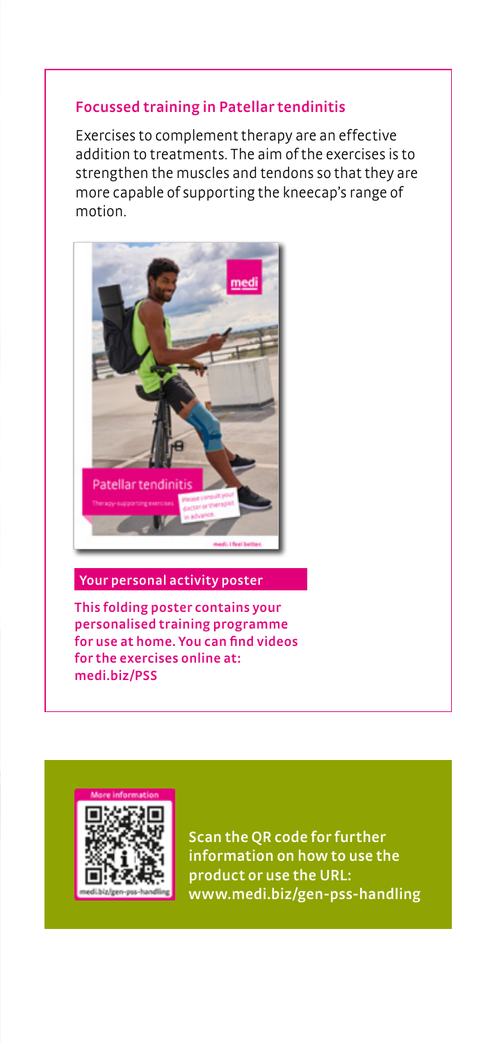## Focussed training in Patellar tendinitis

Exercises to complement therapy are an effective addition to treatments. The aim of the exercises is to strengthen the muscles and tendons so that they are more capable of supporting the kneecap's range of motion.

**Your personal activity poster**

**This folding poster contains your personalised training programme for use at home. You can find videos for the exercises online at: medi.biz/PSS**

**Scan the QR code for further information on how to use the product or use the URL: www.medi.biz/gen-pss-handling**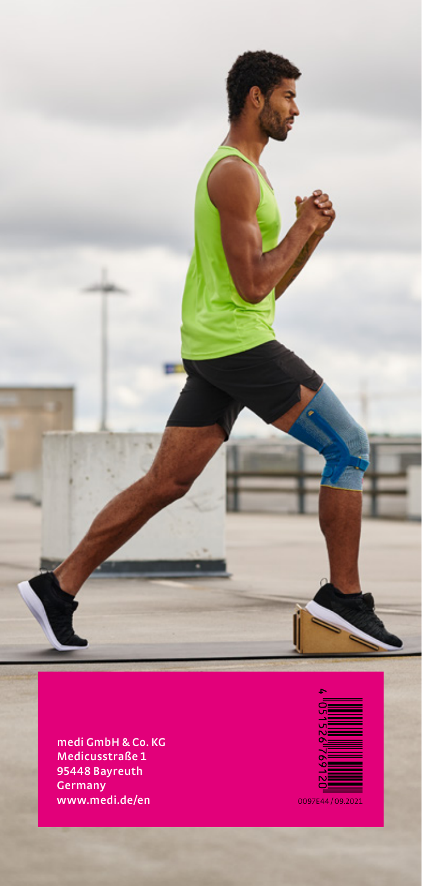medi GmbH & Co. KG
Medicusstraße 1
95448 Bayreuth
Germany
www.medi.de/en

4 051526 769120

0097E44 / 09.2021